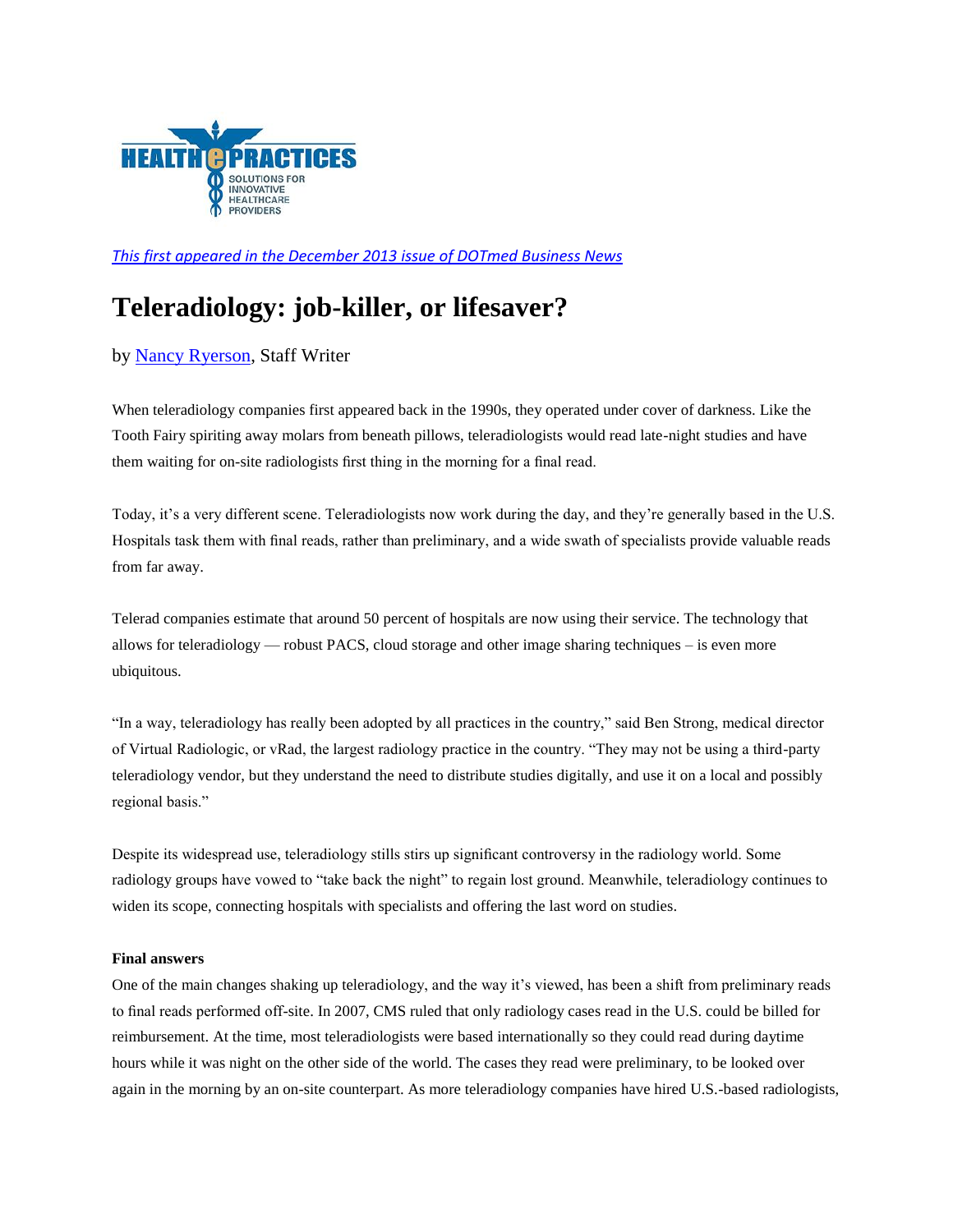HEALTH e PRACTICES

SOLUTIONS FOR INNOVATIVE HEALTHCARE PROVIDERS

*This first appeared in the December 2013 issue of DOTmed Business News*

# Teleradiology: job-killer, or lifesaver?

by Nancy Ryerson, Staff Writer

When teleradiology companies first appeared back in the 1990s, they operated under cover of darkness. Like the Tooth Fairy spiriting away molars from beneath pillows, teleradiologists would read late-night studies and have them waiting for on-site radiologists first thing in the morning for a final read.

Today, it's a very different scene. Teleradiologists now work during the day, and they're generally based in the U.S. Hospitals task them with final reads, rather than preliminary, and a wide swath of specialists provide valuable reads from far away.

Telerad companies estimate that around 50 percent of hospitals are now using their service. The technology that allows for teleradiology — robust PACS, cloud storage and other image sharing techniques – is even more ubiquitous.

"In a way, teleradiology has really been adopted by all practices in the country," said Ben Strong, medical director of Virtual Radiologic, or vRad, the largest radiology practice in the country. "They may not be using a third-party teleradiology vendor, but they understand the need to distribute studies digitally, and use it on a local and possibly regional basis."

Despite its widespread use, teleradiology stills stirs up significant controversy in the radiology world. Some radiology groups have vowed to "take back the night" to regain lost ground. Meanwhile, teleradiology continues to widen its scope, connecting hospitals with specialists and offering the last word on studies.

**Final answers**

One of the main changes shaking up teleradiology, and the way it's viewed, has been a shift from preliminary reads to final reads performed off-site. In 2007, CMS ruled that only radiology cases read in the U.S. could be billed for reimbursement. At the time, most teleradiologists were based internationally so they could read during daytime hours while it was night on the other side of the world. The cases they read were preliminary, to be looked over again in the morning by an on-site counterpart. As more teleradiology companies have hired U.S.-based radiologists,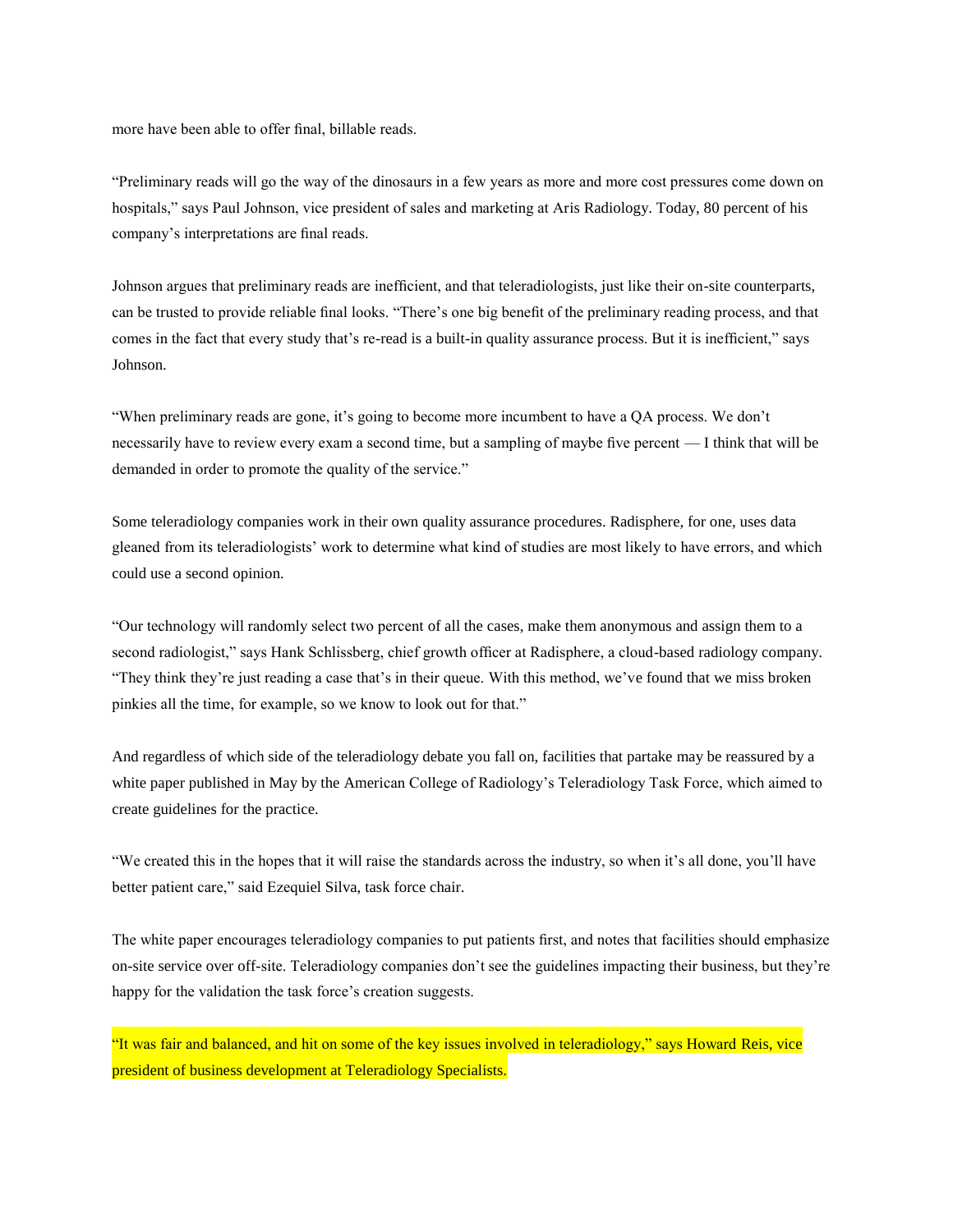more have been able to offer final, billable reads.

“Preliminary reads will go the way of the dinosaurs in a few years as more and more cost pressures come down on hospitals,” says Paul Johnson, vice president of sales and marketing at Aris Radiology. Today, 80 percent of his company’s interpretations are final reads.

Johnson argues that preliminary reads are inefficient, and that teleradiologists, just like their on-site counterparts, can be trusted to provide reliable final looks. “There’s one big benefit of the preliminary reading process, and that comes in the fact that every study that’s re-read is a built-in quality assurance process. But it is inefficient,” says Johnson.

“When preliminary reads are gone, it’s going to become more incumbent to have a QA process. We don’t necessarily have to review every exam a second time, but a sampling of maybe five percent — I think that will be demanded in order to promote the quality of the service.”

Some teleradiology companies work in their own quality assurance procedures. Radisphere, for one, uses data gleaned from its teleradiologists’ work to determine what kind of studies are most likely to have errors, and which could use a second opinion.

“Our technology will randomly select two percent of all the cases, make them anonymous and assign them to a second radiologist,” says Hank Schlissberg, chief growth officer at Radisphere, a cloud-based radiology company. “They think they’re just reading a case that’s in their queue. With this method, we’ve found that we miss broken pinkies all the time, for example, so we know to look out for that.”

And regardless of which side of the teleradiology debate you fall on, facilities that partake may be reassured by a white paper published in May by the American College of Radiology’s Teleradiology Task Force, which aimed to create guidelines for the practice.

“We created this in the hopes that it will raise the standards across the industry, so when it’s all done, you’ll have better patient care,” said Ezequiel Silva, task force chair.

The white paper encourages teleradiology companies to put patients first, and notes that facilities should emphasize on-site service over off-site. Teleradiology companies don’t see the guidelines impacting their business, but they’re happy for the validation the task force’s creation suggests.

“It was fair and balanced, and hit on some of the key issues involved in teleradiology,” says Howard Reis, vice president of business development at Teleradiology Specialists.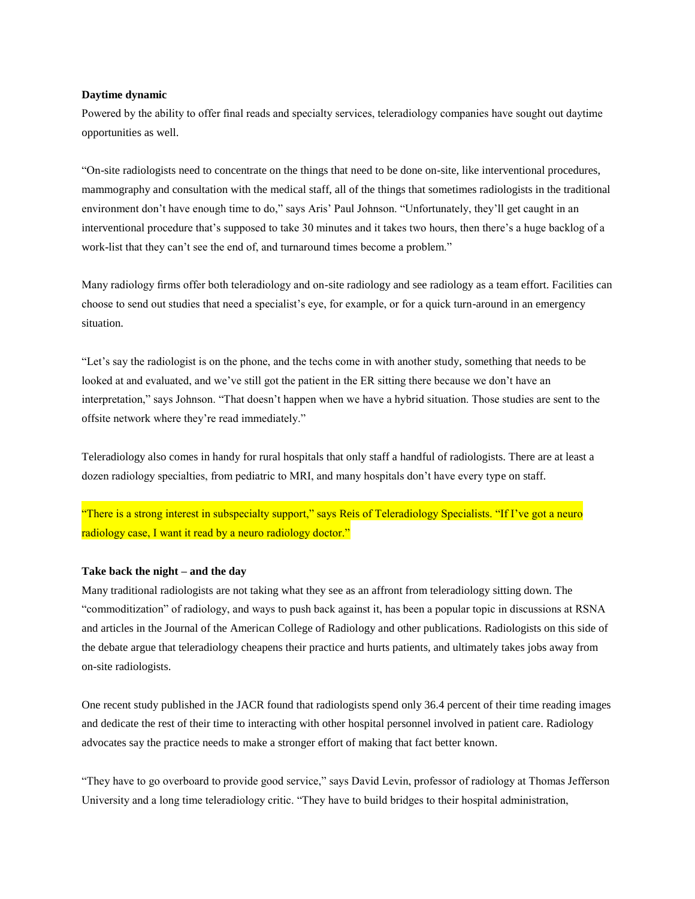**Daytime dynamic**

Powered by the ability to offer final reads and specialty services, teleradiology companies have sought out daytime opportunities as well.

"On-site radiologists need to concentrate on the things that need to be done on-site, like interventional procedures, mammography and consultation with the medical staff, all of the things that sometimes radiologists in the traditional environment don't have enough time to do," says Aris' Paul Johnson. "Unfortunately, they'll get caught in an interventional procedure that's supposed to take 30 minutes and it takes two hours, then there's a huge backlog of a work-list that they can't see the end of, and turnaround times become a problem."

Many radiology firms offer both teleradiology and on-site radiology and see radiology as a team effort. Facilities can choose to send out studies that need a specialist's eye, for example, or for a quick turn-around in an emergency situation.

"Let's say the radiologist is on the phone, and the techs come in with another study, something that needs to be looked at and evaluated, and we've still got the patient in the ER sitting there because we don't have an interpretation," says Johnson. "That doesn't happen when we have a hybrid situation. Those studies are sent to the offsite network where they're read immediately."

Teleradiology also comes in handy for rural hospitals that only staff a handful of radiologists. There are at least a dozen radiology specialties, from pediatric to MRI, and many hospitals don't have every type on staff.

"There is a strong interest in subspecialty support," says Reis of Teleradiology Specialists. "If I've got a neuro radiology case, I want it read by a neuro radiology doctor."

**Take back the night – and the day**

Many traditional radiologists are not taking what they see as an affront from teleradiology sitting down. The "commoditization" of radiology, and ways to push back against it, has been a popular topic in discussions at RSNA and articles in the Journal of the American College of Radiology and other publications. Radiologists on this side of the debate argue that teleradiology cheapens their practice and hurts patients, and ultimately takes jobs away from on-site radiologists.

One recent study published in the JACR found that radiologists spend only 36.4 percent of their time reading images and dedicate the rest of their time to interacting with other hospital personnel involved in patient care. Radiology advocates say the practice needs to make a stronger effort of making that fact better known.

"They have to go overboard to provide good service," says David Levin, professor of radiology at Thomas Jefferson University and a long time teleradiology critic. "They have to build bridges to their hospital administration,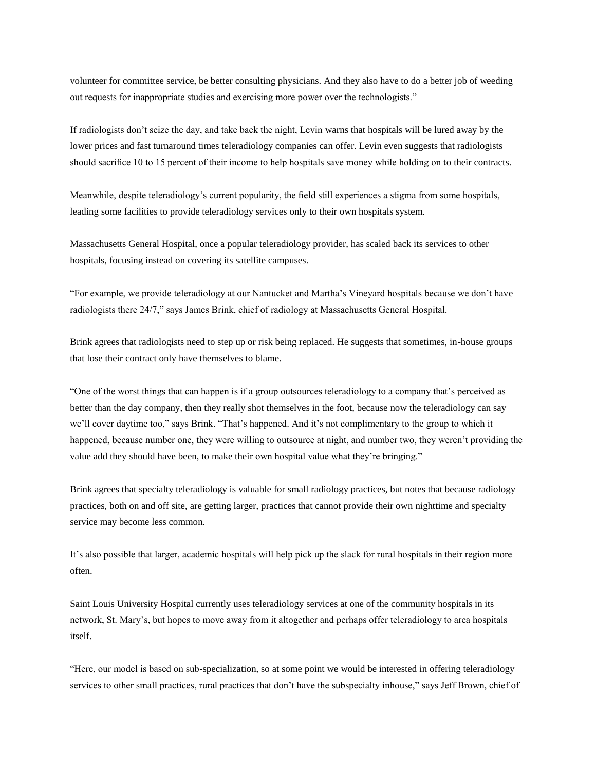volunteer for committee service, be better consulting physicians. And they also have to do a better job of weeding out requests for inappropriate studies and exercising more power over the technologists."

If radiologists don't seize the day, and take back the night, Levin warns that hospitals will be lured away by the lower prices and fast turnaround times teleradiology companies can offer. Levin even suggests that radiologists should sacrifice 10 to 15 percent of their income to help hospitals save money while holding on to their contracts.

Meanwhile, despite teleradiology's current popularity, the field still experiences a stigma from some hospitals, leading some facilities to provide teleradiology services only to their own hospitals system.

Massachusetts General Hospital, once a popular teleradiology provider, has scaled back its services to other hospitals, focusing instead on covering its satellite campuses.

"For example, we provide teleradiology at our Nantucket and Martha's Vineyard hospitals because we don't have radiologists there 24/7," says James Brink, chief of radiology at Massachusetts General Hospital.

Brink agrees that radiologists need to step up or risk being replaced. He suggests that sometimes, in-house groups that lose their contract only have themselves to blame.

"One of the worst things that can happen is if a group outsources teleradiology to a company that's perceived as better than the day company, then they really shot themselves in the foot, because now the teleradiology can say we'll cover daytime too," says Brink. "That's happened. And it's not complimentary to the group to which it happened, because number one, they were willing to outsource at night, and number two, they weren't providing the value add they should have been, to make their own hospital value what they're bringing."

Brink agrees that specialty teleradiology is valuable for small radiology practices, but notes that because radiology practices, both on and off site, are getting larger, practices that cannot provide their own nighttime and specialty service may become less common.

It's also possible that larger, academic hospitals will help pick up the slack for rural hospitals in their region more often.

Saint Louis University Hospital currently uses teleradiology services at one of the community hospitals in its network, St. Mary's, but hopes to move away from it altogether and perhaps offer teleradiology to area hospitals itself.

"Here, our model is based on sub-specialization, so at some point we would be interested in offering teleradiology services to other small practices, rural practices that don't have the subspecialty inhouse," says Jeff Brown, chief of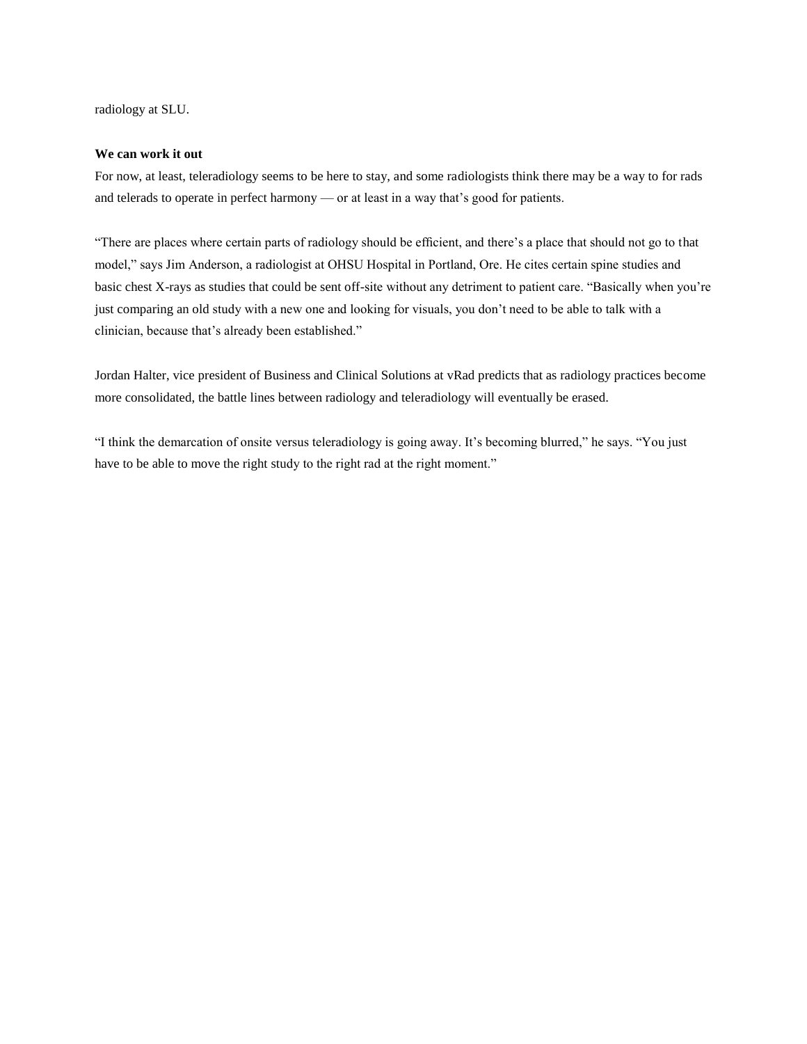radiology at SLU.

**We can work it out**

For now, at least, teleradiology seems to be here to stay, and some radiologists think there may be a way to for rads and telerads to operate in perfect harmony — or at least in a way that's good for patients.

"There are places where certain parts of radiology should be efficient, and there's a place that should not go to that model," says Jim Anderson, a radiologist at OHSU Hospital in Portland, Ore. He cites certain spine studies and basic chest X-rays as studies that could be sent off-site without any detriment to patient care. "Basically when you're just comparing an old study with a new one and looking for visuals, you don't need to be able to talk with a clinician, because that's already been established."

Jordan Halter, vice president of Business and Clinical Solutions at vRad predicts that as radiology practices become more consolidated, the battle lines between radiology and teleradiology will eventually be erased.

"I think the demarcation of onsite versus teleradiology is going away. It's becoming blurred," he says. "You just have to be able to move the right study to the right rad at the right moment."